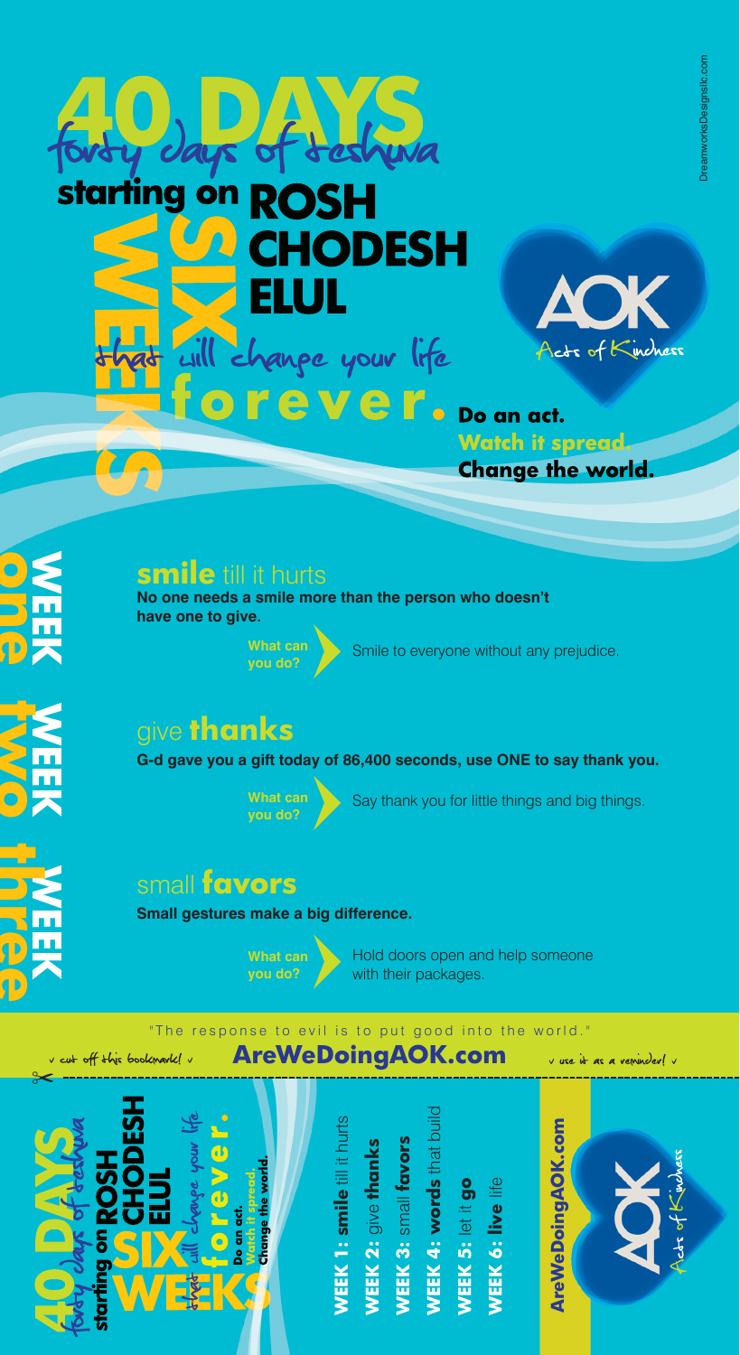# 40 DAYS

forty days of teshuva

**starting on ROSH CHODESH ELUL**

## SIX WEEKS

that will change your life

**forever.**

**Do an act.**
**Watch it spread.**
**Change the world.**

AOK
Acts of Kindness

DreamworksDesignsllc.com

## WEEK one

### smile till it hurts

**No one needs a smile more than the person who doesn't have one to give.**

**What can you do?** Smile to everyone without any prejudice.

## WEEK two

### give thanks

**G-d gave you a gift today of 86,400 seconds, use ONE to say thank you.**

**What can you do?** Say thank you for little things and big things.

## WEEK three

### small favors

**Small gestures make a big difference.**

**What can you do?** Hold doors open and help someone with their packages.

"The response to evil is to put good into the world."

v cut off this bookmark! v **AreWeDoingAOK.com** v use it as a reminder! v

---

# 40 DAYS

forty days of teshuva

**starting on ROSH CHODESH ELUL**

**SIX WEEKS** that will change your life **forever.**

**Do an act.**
**Watch it spread.**
**Change the world.**

- **WEEK 1: smile** till it hurts
- **WEEK 2:** give **thanks**
- **WEEK 3:** small **favors**
- **WEEK 4: words** that build
- **WEEK 5:** let it **go**
- **WEEK 6: live** life

**AreWeDoingAOK.com**

AOK
Acts of Kindness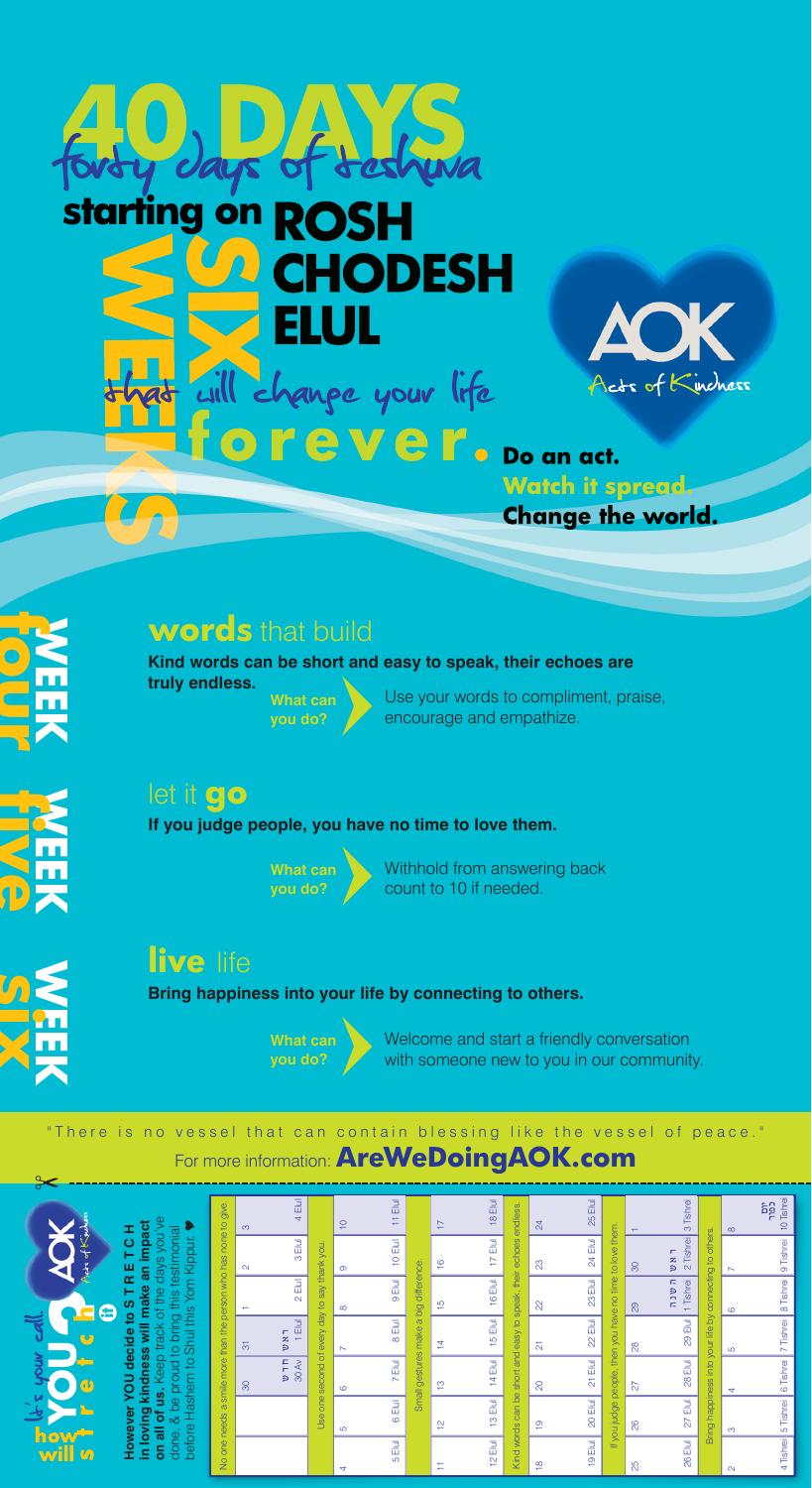# 40 DAYS

forty days of teshuva

## starting on ROSH CHODESH ELUL

SIX WEEKS that will change your life forever.

AOK Acts of Kindness

**Do an act.**
**Watch it spread.**
**Change the world.**

## WEEK four

### words that build

**Kind words can be short and easy to speak, their echoes are truly endless.**

**What can you do?** Use your words to compliment, praise, encourage and empathize.

## WEEK five

### let it go

**If you judge people, you have no time to love them.**

**What can you do?** Withhold from answering back count to 10 if needed.

## WEEK six

### live life

**Bring happiness into your life by connecting to others.**

**What can you do?** Welcome and start a friendly conversation with someone new to you in our community.

"There is no vessel that can contain blessing like the vessel of peace."

For more information: **AreWeDoingAOK.com**

---

it's your call. YOU how will u stretch it

AOK Acts of Kindness

**However YOU decide to STRETCH in loving kindness will make an impact on all of us.** Keep track of the days you've done, & be proud to bring this testimonial before Hashem to Shul this Yom Kippur. ❤

No one needs a smile more than the person who has none to give.

| | | | | | | |
|---|---|---|---|---|---|---|
| | | 30 / 30 Av חדש | 31 / 1 Elul ראש | 1 / 2 Elul | 2 / 3 Elul | 3 / 4 Elul |

Use one second of every day to say thank you.

| | | | | | | |
|---|---|---|---|---|---|---|
| 4 / 5 Elul | 5 / 6 Elul | 6 / 7 Elul | 7 / 8 Elul | 8 / 9 Elul | 9 / 10 Elul | 10 / 11 Elul |

Small gestures make a big difference.

| | | | | | | |
|---|---|---|---|---|---|---|
| 11 / 12 Elul | 12 / 13 Elul | 13 / 14 Elul | 14 / 15 Elul | 15 / 16 Elul | 16 / 17 Elul | 17 / 18 Elul |

Kind words can be short and easy to speak, their echoes endless.

| | | | | | | |
|---|---|---|---|---|---|---|
| 18 / 19 Elul | 19 / 20 Elul | 20 / 21 Elul | 21 / 22 Elul | 22 / 23 Elul | 23 / 24 Elul | 24 / 25 Elul |

If you judge people, then you have no time to love them.

| | | | | | | |
|---|---|---|---|---|---|---|
| 25 / 26 Elul | 26 / 27 Elul | 27 / 28 Elul | 28 / 29 Elul | 29 / 1 Tishrei השנה | 30 / 2 Tishrei ראש | 1 / 3 Tishrei |

Bring happiness into your life by connecting to others.

| | | | | | | |
|---|---|---|---|---|---|---|
| 2 / 4 Tishrei | 3 / 5 Tishrei | 4 / 6 Tishrei | 5 / 7 Tishrei | 6 / 8 Tishrei | 7 / 9 Tishrei | 8 / 10 Tishrei יום כפור |